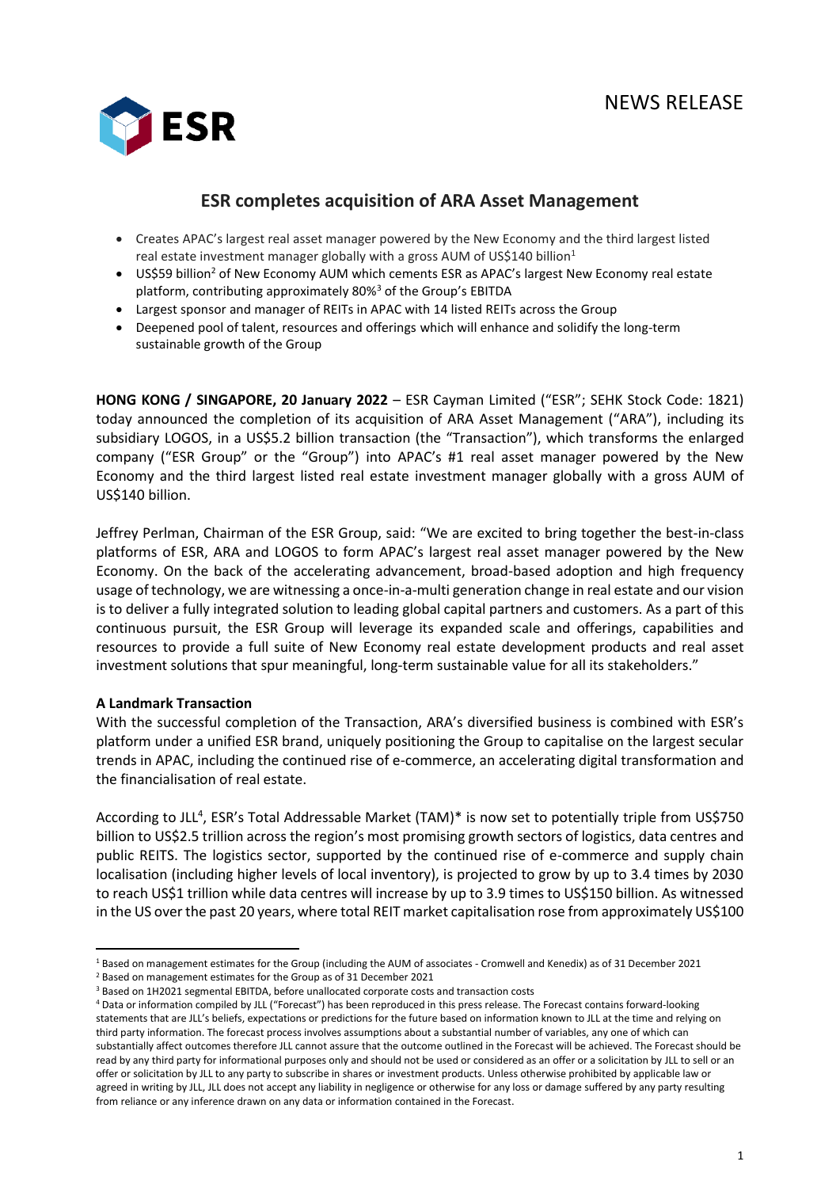NEWS RELEASE

ESR

# ESR completes acquisition of ARA Asset Management

- Creates APAC's largest real asset manager powered by the New Economy and the third largest listed real estate investment manager globally with a gross AUM of US$140 billion[1]
- US$59 billion[2] of New Economy AUM which cements ESR as APAC's largest New Economy real estate platform, contributing approximately 80%[3] of the Group's EBITDA
- Largest sponsor and manager of REITs in APAC with 14 listed REITs across the Group
- Deepened pool of talent, resources and offerings which will enhance and solidify the long-term sustainable growth of the Group

**HONG KONG / SINGAPORE, 20 January 2022** – ESR Cayman Limited ("ESR"; SEHK Stock Code: 1821) today announced the completion of its acquisition of ARA Asset Management ("ARA"), including its subsidiary LOGOS, in a US$5.2 billion transaction (the "Transaction"), which transforms the enlarged company ("ESR Group" or the "Group") into APAC's #1 real asset manager powered by the New Economy and the third largest listed real estate investment manager globally with a gross AUM of US$140 billion.

Jeffrey Perlman, Chairman of the ESR Group, said: "We are excited to bring together the best-in-class platforms of ESR, ARA and LOGOS to form APAC's largest real asset manager powered by the New Economy. On the back of the accelerating advancement, broad-based adoption and high frequency usage of technology, we are witnessing a once-in-a-multi generation change in real estate and our vision is to deliver a fully integrated solution to leading global capital partners and customers. As a part of this continuous pursuit, the ESR Group will leverage its expanded scale and offerings, capabilities and resources to provide a full suite of New Economy real estate development products and real asset investment solutions that spur meaningful, long-term sustainable value for all its stakeholders."

**A Landmark Transaction**

With the successful completion of the Transaction, ARA's diversified business is combined with ESR's platform under a unified ESR brand, uniquely positioning the Group to capitalise on the largest secular trends in APAC, including the continued rise of e-commerce, an accelerating digital transformation and the financialisation of real estate.

According to JLL[4], ESR's Total Addressable Market (TAM)* is now set to potentially triple from US$750 billion to US$2.5 trillion across the region's most promising growth sectors of logistics, data centres and public REITS. The logistics sector, supported by the continued rise of e-commerce and supply chain localisation (including higher levels of local inventory), is projected to grow by up to 3.4 times by 2030 to reach US$1 trillion while data centres will increase by up to 3.9 times to US$150 billion. As witnessed in the US over the past 20 years, where total REIT market capitalisation rose from approximately US$100

---

[1] Based on management estimates for the Group (including the AUM of associates - Cromwell and Kenedix) as of 31 December 2021

[2] Based on management estimates for the Group as of 31 December 2021

[3] Based on 1H2021 segmental EBITDA, before unallocated corporate costs and transaction costs

[4] Data or information compiled by JLL ("Forecast") has been reproduced in this press release. The Forecast contains forward-looking statements that are JLL's beliefs, expectations or predictions for the future based on information known to JLL at the time and relying on third party information. The forecast process involves assumptions about a substantial number of variables, any one of which can substantially affect outcomes therefore JLL cannot assure that the outcome outlined in the Forecast will be achieved. The Forecast should be read by any third party for informational purposes only and should not be used or considered as an offer or a solicitation by JLL to sell or an offer or solicitation by JLL to any party to subscribe in shares or investment products. Unless otherwise prohibited by applicable law or agreed in writing by JLL, JLL does not accept any liability in negligence or otherwise for any loss or damage suffered by any party resulting from reliance or any inference drawn on any data or information contained in the Forecast.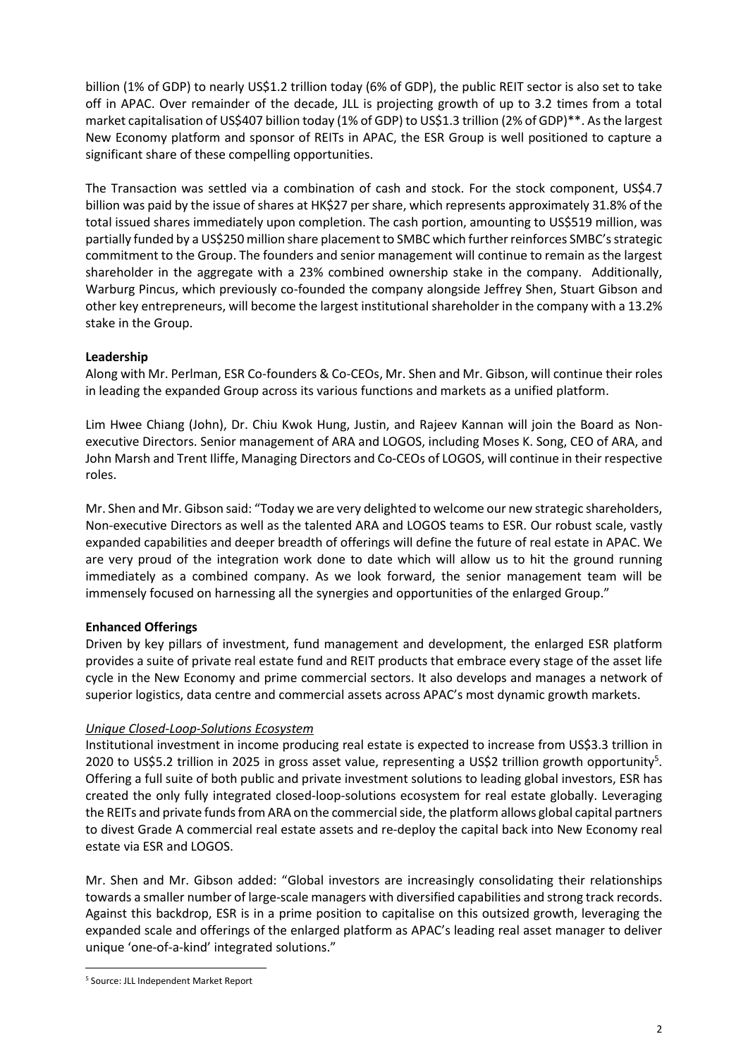billion (1% of GDP) to nearly US$1.2 trillion today (6% of GDP), the public REIT sector is also set to take off in APAC. Over remainder of the decade, JLL is projecting growth of up to 3.2 times from a total market capitalisation of US$407 billion today (1% of GDP) to US$1.3 trillion (2% of GDP)**. As the largest New Economy platform and sponsor of REITs in APAC, the ESR Group is well positioned to capture a significant share of these compelling opportunities.

The Transaction was settled via a combination of cash and stock. For the stock component, US$4.7 billion was paid by the issue of shares at HK$27 per share, which represents approximately 31.8% of the total issued shares immediately upon completion. The cash portion, amounting to US$519 million, was partially funded by a US$250 million share placement to SMBC which further reinforces SMBC's strategic commitment to the Group. The founders and senior management will continue to remain as the largest shareholder in the aggregate with a 23% combined ownership stake in the company. Additionally, Warburg Pincus, which previously co-founded the company alongside Jeffrey Shen, Stuart Gibson and other key entrepreneurs, will become the largest institutional shareholder in the company with a 13.2% stake in the Group.

**Leadership**

Along with Mr. Perlman, ESR Co-founders & Co-CEOs, Mr. Shen and Mr. Gibson, will continue their roles in leading the expanded Group across its various functions and markets as a unified platform.

Lim Hwee Chiang (John), Dr. Chiu Kwok Hung, Justin, and Rajeev Kannan will join the Board as Non-executive Directors. Senior management of ARA and LOGOS, including Moses K. Song, CEO of ARA, and John Marsh and Trent Iliffe, Managing Directors and Co-CEOs of LOGOS, will continue in their respective roles.

Mr. Shen and Mr. Gibson said: "Today we are very delighted to welcome our new strategic shareholders, Non-executive Directors as well as the talented ARA and LOGOS teams to ESR. Our robust scale, vastly expanded capabilities and deeper breadth of offerings will define the future of real estate in APAC. We are very proud of the integration work done to date which will allow us to hit the ground running immediately as a combined company. As we look forward, the senior management team will be immensely focused on harnessing all the synergies and opportunities of the enlarged Group."

**Enhanced Offerings**

Driven by key pillars of investment, fund management and development, the enlarged ESR platform provides a suite of private real estate fund and REIT products that embrace every stage of the asset life cycle in the New Economy and prime commercial sectors. It also develops and manages a network of superior logistics, data centre and commercial assets across APAC's most dynamic growth markets.

*Unique Closed-Loop-Solutions Ecosystem*

Institutional investment in income producing real estate is expected to increase from US$3.3 trillion in 2020 to US$5.2 trillion in 2025 in gross asset value, representing a US$2 trillion growth opportunity[5]. Offering a full suite of both public and private investment solutions to leading global investors, ESR has created the only fully integrated closed-loop-solutions ecosystem for real estate globally. Leveraging the REITs and private funds from ARA on the commercial side, the platform allows global capital partners to divest Grade A commercial real estate assets and re-deploy the capital back into New Economy real estate via ESR and LOGOS.

Mr. Shen and Mr. Gibson added: "Global investors are increasingly consolidating their relationships towards a smaller number of large-scale managers with diversified capabilities and strong track records. Against this backdrop, ESR is in a prime position to capitalise on this outsized growth, leveraging the expanded scale and offerings of the enlarged platform as APAC's leading real asset manager to deliver unique 'one-of-a-kind' integrated solutions."

[5] Source: JLL Independent Market Report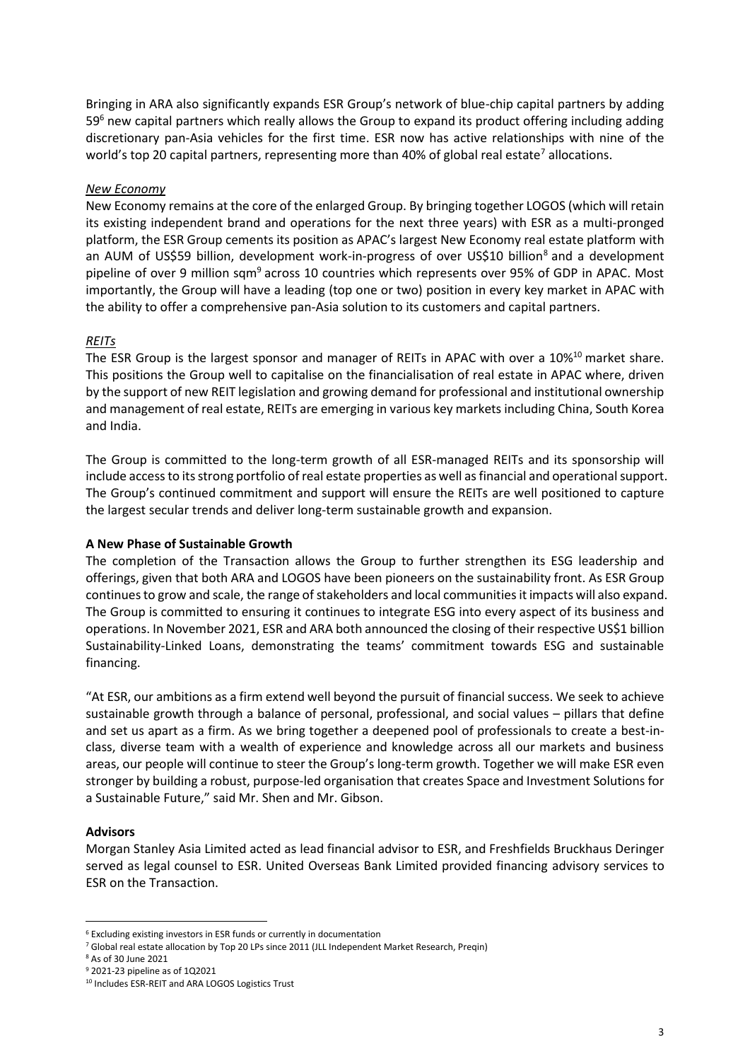Bringing in ARA also significantly expands ESR Group's network of blue-chip capital partners by adding 59[6] new capital partners which really allows the Group to expand its product offering including adding discretionary pan-Asia vehicles for the first time. ESR now has active relationships with nine of the world's top 20 capital partners, representing more than 40% of global real estate[7] allocations.

*New Economy*

New Economy remains at the core of the enlarged Group. By bringing together LOGOS (which will retain its existing independent brand and operations for the next three years) with ESR as a multi-pronged platform, the ESR Group cements its position as APAC's largest New Economy real estate platform with an AUM of US$59 billion, development work-in-progress of over US$10 billion[8] and a development pipeline of over 9 million sqm[9] across 10 countries which represents over 95% of GDP in APAC. Most importantly, the Group will have a leading (top one or two) position in every key market in APAC with the ability to offer a comprehensive pan-Asia solution to its customers and capital partners.

*REITs*

The ESR Group is the largest sponsor and manager of REITs in APAC with over a 10%[10] market share. This positions the Group well to capitalise on the financialisation of real estate in APAC where, driven by the support of new REIT legislation and growing demand for professional and institutional ownership and management of real estate, REITs are emerging in various key markets including China, South Korea and India.

The Group is committed to the long-term growth of all ESR-managed REITs and its sponsorship will include access to its strong portfolio of real estate properties as well as financial and operational support. The Group's continued commitment and support will ensure the REITs are well positioned to capture the largest secular trends and deliver long-term sustainable growth and expansion.

**A New Phase of Sustainable Growth**

The completion of the Transaction allows the Group to further strengthen its ESG leadership and offerings, given that both ARA and LOGOS have been pioneers on the sustainability front. As ESR Group continues to grow and scale, the range of stakeholders and local communities it impacts will also expand. The Group is committed to ensuring it continues to integrate ESG into every aspect of its business and operations. In November 2021, ESR and ARA both announced the closing of their respective US$1 billion Sustainability-Linked Loans, demonstrating the teams' commitment towards ESG and sustainable financing.

"At ESR, our ambitions as a firm extend well beyond the pursuit of financial success. We seek to achieve sustainable growth through a balance of personal, professional, and social values – pillars that define and set us apart as a firm. As we bring together a deepened pool of professionals to create a best-in-class, diverse team with a wealth of experience and knowledge across all our markets and business areas, our people will continue to steer the Group's long-term growth. Together we will make ESR even stronger by building a robust, purpose-led organisation that creates Space and Investment Solutions for a Sustainable Future," said Mr. Shen and Mr. Gibson.

**Advisors**

Morgan Stanley Asia Limited acted as lead financial advisor to ESR, and Freshfields Bruckhaus Deringer served as legal counsel to ESR. United Overseas Bank Limited provided financing advisory services to ESR on the Transaction.

---

[6] Excluding existing investors in ESR funds or currently in documentation

[7] Global real estate allocation by Top 20 LPs since 2011 (JLL Independent Market Research, Preqin)

[8] As of 30 June 2021

[9] 2021-23 pipeline as of 1Q2021

[10] Includes ESR-REIT and ARA LOGOS Logistics Trust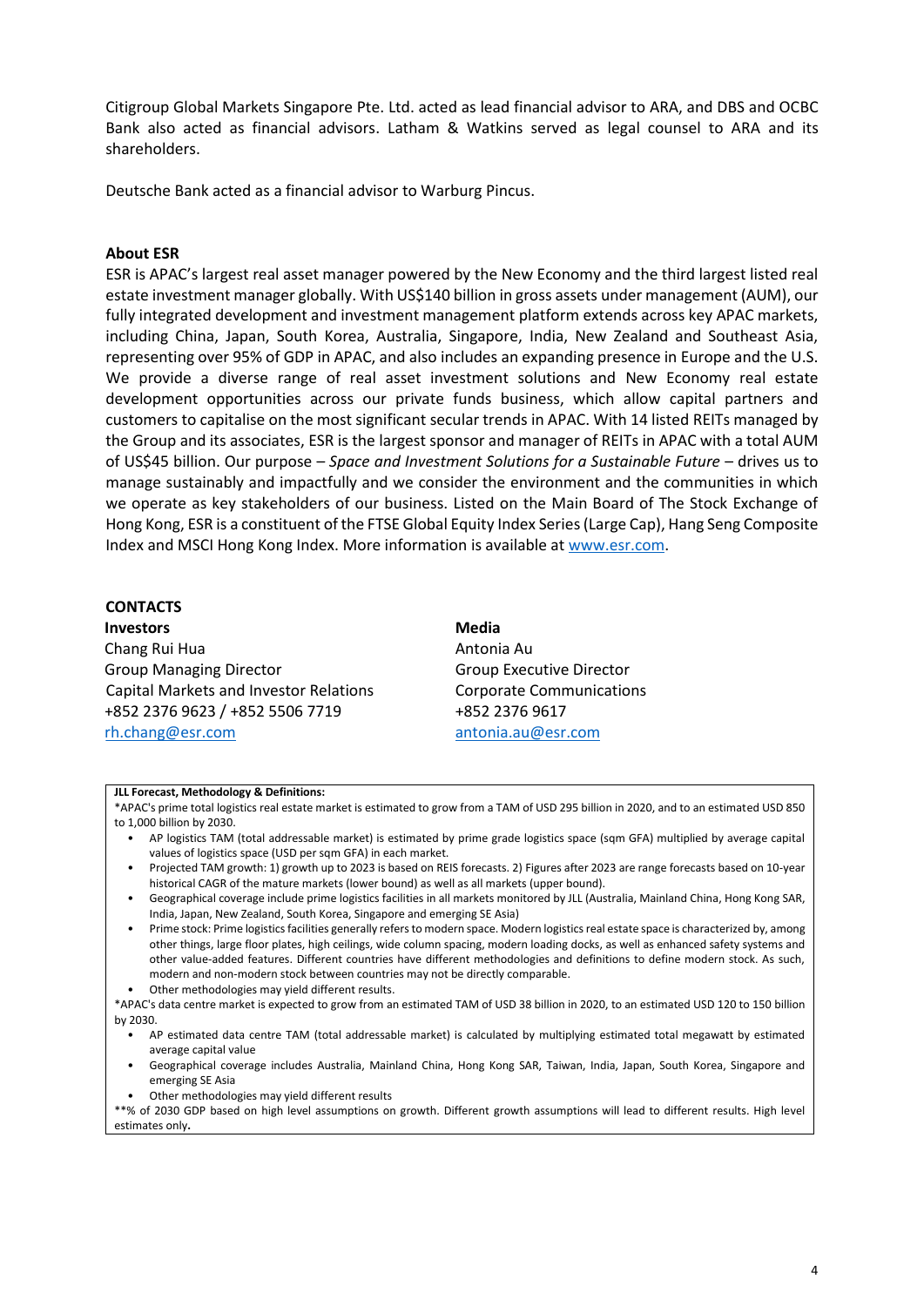Citigroup Global Markets Singapore Pte. Ltd. acted as lead financial advisor to ARA, and DBS and OCBC Bank also acted as financial advisors. Latham & Watkins served as legal counsel to ARA and its shareholders.

Deutsche Bank acted as a financial advisor to Warburg Pincus.

**About ESR**

ESR is APAC's largest real asset manager powered by the New Economy and the third largest listed real estate investment manager globally. With US$140 billion in gross assets under management (AUM), our fully integrated development and investment management platform extends across key APAC markets, including China, Japan, South Korea, Australia, Singapore, India, New Zealand and Southeast Asia, representing over 95% of GDP in APAC, and also includes an expanding presence in Europe and the U.S. We provide a diverse range of real asset investment solutions and New Economy real estate development opportunities across our private funds business, which allow capital partners and customers to capitalise on the most significant secular trends in APAC. With 14 listed REITs managed by the Group and its associates, ESR is the largest sponsor and manager of REITs in APAC with a total AUM of US$45 billion. Our purpose – *Space and Investment Solutions for a Sustainable Future* – drives us to manage sustainably and impactfully and we consider the environment and the communities in which we operate as key stakeholders of our business. Listed on the Main Board of The Stock Exchange of Hong Kong, ESR is a constituent of the FTSE Global Equity Index Series (Large Cap), Hang Seng Composite Index and MSCI Hong Kong Index. More information is available at www.esr.com.

**CONTACTS**

**Investors**
Chang Rui Hua
Group Managing Director
Capital Markets and Investor Relations
+852 2376 9623 / +852 5506 7719
rh.chang@esr.com

**Media**
Antonia Au
Group Executive Director
Corporate Communications
+852 2376 9617
antonia.au@esr.com

**JLL Forecast, Methodology & Definitions:**

*APAC's prime total logistics real estate market is estimated to grow from a TAM of USD 295 billion in 2020, and to an estimated USD 850 to 1,000 billion by 2030.

- AP logistics TAM (total addressable market) is estimated by prime grade logistics space (sqm GFA) multiplied by average capital values of logistics space (USD per sqm GFA) in each market.
- Projected TAM growth: 1) growth up to 2023 is based on REIS forecasts. 2) Figures after 2023 are range forecasts based on 10-year historical CAGR of the mature markets (lower bound) as well as all markets (upper bound).
- Geographical coverage include prime logistics facilities in all markets monitored by JLL (Australia, Mainland China, Hong Kong SAR, India, Japan, New Zealand, South Korea, Singapore and emerging SE Asia)
- Prime stock: Prime logistics facilities generally refers to modern space. Modern logistics real estate space is characterized by, among other things, large floor plates, high ceilings, wide column spacing, modern loading docks, as well as enhanced safety systems and other value-added features. Different countries have different methodologies and definitions to define modern stock. As such, modern and non-modern stock between countries may not be directly comparable.
- Other methodologies may yield different results.

*APAC's data centre market is expected to grow from an estimated TAM of USD 38 billion in 2020, to an estimated USD 120 to 150 billion by 2030.

- AP estimated data centre TAM (total addressable market) is calculated by multiplying estimated total megawatt by estimated average capital value
- Geographical coverage includes Australia, Mainland China, Hong Kong SAR, Taiwan, India, Japan, South Korea, Singapore and emerging SE Asia
- Other methodologies may yield different results

**% of 2030 GDP based on high level assumptions on growth. Different growth assumptions will lead to different results. High level estimates only.